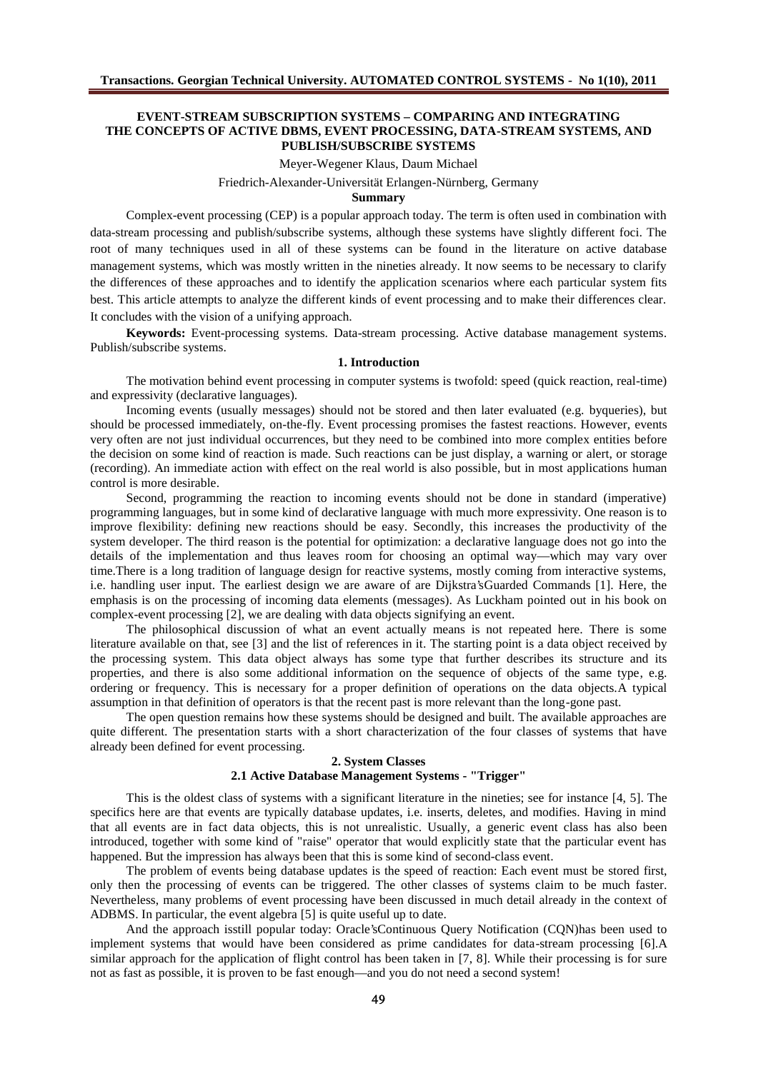# EVENT-STREAM SUBSCRIPTION SYSTEMS – COMPARING AND INTEGRATING THE CONCEPTS OF ACTIVE DBMS, EVENT PROCESSING, DATA-STREAM SYSTEMS, AND PUBLISH/SUBSCRIBE SYSTEMS

Meyer-Wegener Klaus, Daum Michael

Friedrich-Alexander-Universität Erlangen-Nürnberg, Germany

**Summary**

Complex-event processing (CEP) is a popular approach today. The term is often used in combination with data-stream processing and publish/subscribe systems, although these systems have slightly different foci. The root of many techniques used in all of these systems can be found in the literature on active database management systems, which was mostly written in the nineties already. It now seems to be necessary to clarify the differences of these approaches and to identify the application scenarios where each particular system fits best. This article attempts to analyze the different kinds of event processing and to make their differences clear. It concludes with the vision of a unifying approach.

**Keywords:** Event-processing systems. Data-stream processing. Active database management systems. Publish/subscribe systems.

## 1. Introduction

The motivation behind event processing in computer systems is twofold: speed (quick reaction, real-time) and expressivity (declarative languages).

Incoming events (usually messages) should not be stored and then later evaluated (e.g. byqueries), but should be processed immediately, on-the-fly. Event processing promises the fastest reactions. However, events very often are not just individual occurrences, but they need to be combined into more complex entities before the decision on some kind of reaction is made. Such reactions can be just display, a warning or alert, or storage (recording). An immediate action with effect on the real world is also possible, but in most applications human control is more desirable.

Second, programming the reaction to incoming events should not be done in standard (imperative) programming languages, but in some kind of declarative language with much more expressivity. One reason is to improve flexibility: defining new reactions should be easy. Secondly, this increases the productivity of the system developer. The third reason is the potential for optimization: a declarative language does not go into the details of the implementation and thus leaves room for choosing an optimal way—which may vary over time.There is a long tradition of language design for reactive systems, mostly coming from interactive systems, i.e. handling user input. The earliest design we are aware of are Dijkstra'sGuarded Commands [1]. Here, the emphasis is on the processing of incoming data elements (messages). As Luckham pointed out in his book on complex-event processing [2], we are dealing with data objects signifying an event.

The philosophical discussion of what an event actually means is not repeated here. There is some literature available on that, see [3] and the list of references in it. The starting point is a data object received by the processing system. This data object always has some type that further describes its structure and its properties, and there is also some additional information on the sequence of objects of the same type, e.g. ordering or frequency. This is necessary for a proper definition of operations on the data objects.A typical assumption in that definition of operators is that the recent past is more relevant than the long-gone past.

The open question remains how these systems should be designed and built. The available approaches are quite different. The presentation starts with a short characterization of the four classes of systems that have already been defined for event processing.

## 2. System Classes

### 2.1 Active Database Management Systems - "Trigger"

This is the oldest class of systems with a significant literature in the nineties; see for instance [4, 5]. The specifics here are that events are typically database updates, i.e. inserts, deletes, and modifies. Having in mind that all events are in fact data objects, this is not unrealistic. Usually, a generic event class has also been introduced, together with some kind of "raise" operator that would explicitly state that the particular event has happened. But the impression has always been that this is some kind of second-class event.

The problem of events being database updates is the speed of reaction: Each event must be stored first, only then the processing of events can be triggered. The other classes of systems claim to be much faster. Nevertheless, many problems of event processing have been discussed in much detail already in the context of ADBMS. In particular, the event algebra [5] is quite useful up to date.

And the approach isstill popular today: Oracle'sContinuous Query Notification (CQN)has been used to implement systems that would have been considered as prime candidates for data-stream processing [6].A similar approach for the application of flight control has been taken in [7, 8]. While their processing is for sure not as fast as possible, it is proven to be fast enough—and you do not need a second system!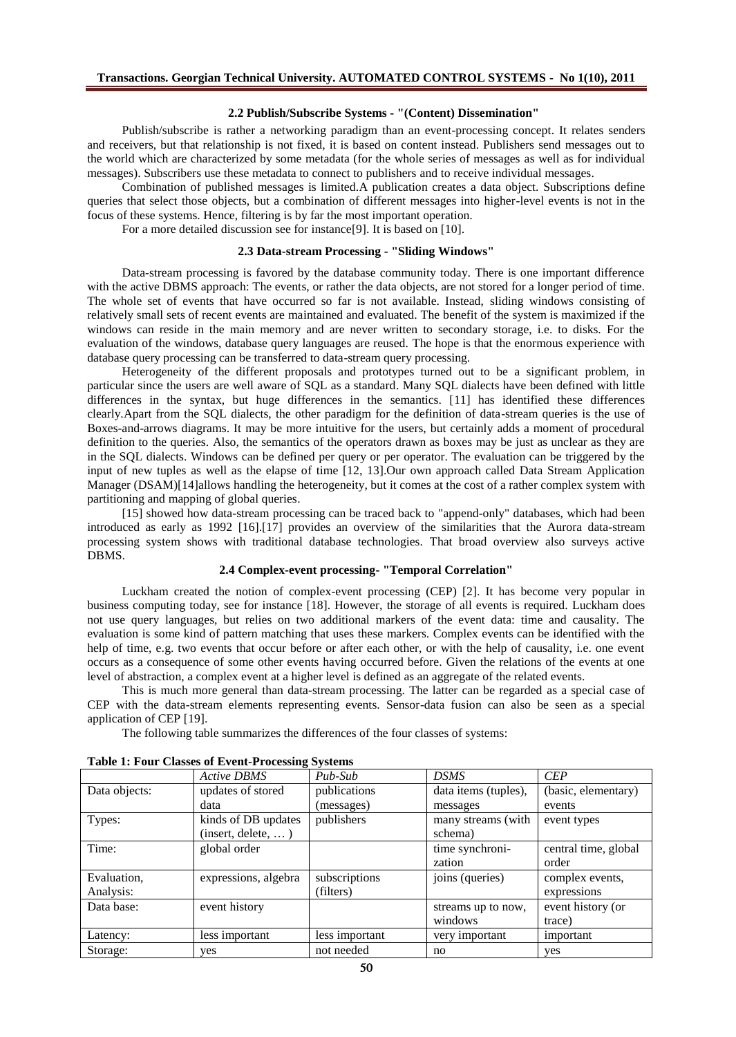### 2.2 Publish/Subscribe Systems - "(Content) Dissemination"

Publish/subscribe is rather a networking paradigm than an event-processing concept. It relates senders and receivers, but that relationship is not fixed, it is based on content instead. Publishers send messages out to the world which are characterized by some metadata (for the whole series of messages as well as for individual messages). Subscribers use these metadata to connect to publishers and to receive individual messages.

Combination of published messages is limited.A publication creates a data object. Subscriptions define queries that select those objects, but a combination of different messages into higher-level events is not in the focus of these systems. Hence, filtering is by far the most important operation.

For a more detailed discussion see for instance[9]. It is based on [10].

### 2.3 Data-stream Processing - "Sliding Windows"

Data-stream processing is favored by the database community today. There is one important difference with the active DBMS approach: The events, or rather the data objects, are not stored for a longer period of time. The whole set of events that have occurred so far is not available. Instead, sliding windows consisting of relatively small sets of recent events are maintained and evaluated. The benefit of the system is maximized if the windows can reside in the main memory and are never written to secondary storage, i.e. to disks. For the evaluation of the windows, database query languages are reused. The hope is that the enormous experience with database query processing can be transferred to data-stream query processing.

Heterogeneity of the different proposals and prototypes turned out to be a significant problem, in particular since the users are well aware of SQL as a standard. Many SQL dialects have been defined with little differences in the syntax, but huge differences in the semantics. [11] has identified these differences clearly.Apart from the SQL dialects, the other paradigm for the definition of data-stream queries is the use of Boxes-and-arrows diagrams. It may be more intuitive for the users, but certainly adds a moment of procedural definition to the queries. Also, the semantics of the operators drawn as boxes may be just as unclear as they are in the SQL dialects. Windows can be defined per query or per operator. The evaluation can be triggered by the input of new tuples as well as the elapse of time [12, 13].Our own approach called Data Stream Application Manager (DSAM)[14]allows handling the heterogeneity, but it comes at the cost of a rather complex system with partitioning and mapping of global queries.

[15] showed how data-stream processing can be traced back to "append-only" databases, which had been introduced as early as 1992 [16].[17] provides an overview of the similarities that the Aurora data-stream processing system shows with traditional database technologies. That broad overview also surveys active DBMS.

### 2.4 Complex-event processing- "Temporal Correlation"

Luckham created the notion of complex-event processing (CEP) [2]. It has become very popular in business computing today, see for instance [18]. However, the storage of all events is required. Luckham does not use query languages, but relies on two additional markers of the event data: time and causality. The evaluation is some kind of pattern matching that uses these markers. Complex events can be identified with the help of time, e.g. two events that occur before or after each other, or with the help of causality, i.e. one event occurs as a consequence of some other events having occurred before. Given the relations of the events at one level of abstraction, a complex event at a higher level is defined as an aggregate of the related events.

This is much more general than data-stream processing. The latter can be regarded as a special case of CEP with the data-stream elements representing events. Sensor-data fusion can also be seen as a special application of CEP [19].

The following table summarizes the differences of the four classes of systems:

**Table 1: Four Classes of Event-Processing Systems**

| | *Active DBMS* | *Pub-Sub* | *DSMS* | *CEP* |
|---|---|---|---|---|
| Data objects: | updates of stored data | publications (messages) | data items (tuples), messages | (basic, elementary) events |
| Types: | kinds of DB updates (insert, delete, … ) | publishers | many streams (with schema) | event types |
| Time: | global order | | time synchronization | central time, global order |
| Evaluation, Analysis: | expressions, algebra | subscriptions (filters) | joins (queries) | complex events, expressions |
| Data base: | event history | | streams up to now, windows | event history (or trace) |
| Latency: | less important | less important | very important | important |
| Storage: | yes | not needed | no | yes |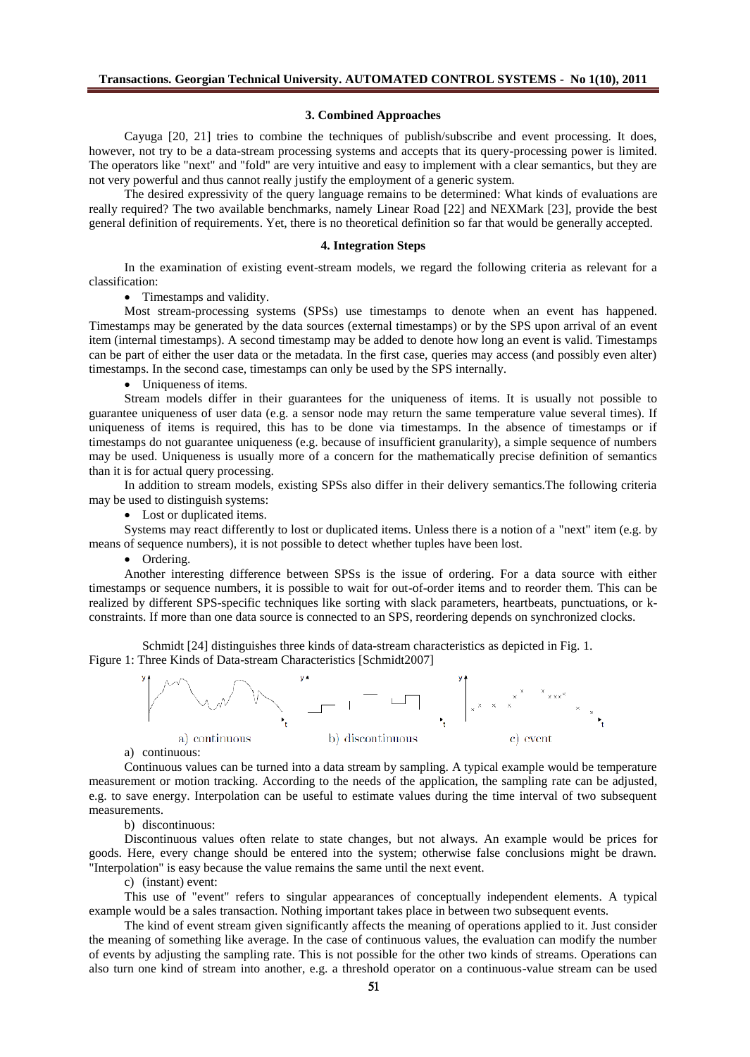### 3. Combined Approaches

Cayuga [20, 21] tries to combine the techniques of publish/subscribe and event processing. It does, however, not try to be a data-stream processing systems and accepts that its query-processing power is limited. The operators like "next" and "fold" are very intuitive and easy to implement with a clear semantics, but they are not very powerful and thus cannot really justify the employment of a generic system.

The desired expressivity of the query language remains to be determined: What kinds of evaluations are really required? The two available benchmarks, namely Linear Road [22] and NEXMark [23], provide the best general definition of requirements. Yet, there is no theoretical definition so far that would be generally accepted.

### 4. Integration Steps

In the examination of existing event-stream models, we regard the following criteria as relevant for a classification:

- Timestamps and validity.

Most stream-processing systems (SPSs) use timestamps to denote when an event has happened. Timestamps may be generated by the data sources (external timestamps) or by the SPS upon arrival of an event item (internal timestamps). A second timestamp may be added to denote how long an event is valid. Timestamps can be part of either the user data or the metadata. In the first case, queries may access (and possibly even alter) timestamps. In the second case, timestamps can only be used by the SPS internally.

- Uniqueness of items.

Stream models differ in their guarantees for the uniqueness of items. It is usually not possible to guarantee uniqueness of user data (e.g. a sensor node may return the same temperature value several times). If uniqueness of items is required, this has to be done via timestamps. In the absence of timestamps or if timestamps do not guarantee uniqueness (e.g. because of insufficient granularity), a simple sequence of numbers may be used. Uniqueness is usually more of a concern for the mathematically precise definition of semantics than it is for actual query processing.

In addition to stream models, existing SPSs also differ in their delivery semantics.The following criteria may be used to distinguish systems:

- Lost or duplicated items.

Systems may react differently to lost or duplicated items. Unless there is a notion of a "next" item (e.g. by means of sequence numbers), it is not possible to detect whether tuples have been lost.

- Ordering.

Another interesting difference between SPSs is the issue of ordering. For a data source with either timestamps or sequence numbers, it is possible to wait for out-of-order items and to reorder them. This can be realized by different SPS-specific techniques like sorting with slack parameters, heartbeats, punctuations, or k-constraints. If more than one data source is connected to an SPS, reordering depends on synchronized clocks.

Schmidt [24] distinguishes three kinds of data-stream characteristics as depicted in Fig. 1.

Figure 1: Three Kinds of Data-stream Characteristics [Schmidt2007]

a) continuous b) discontinuous c) event

a) continuous:

Continuous values can be turned into a data stream by sampling. A typical example would be temperature measurement or motion tracking. According to the needs of the application, the sampling rate can be adjusted, e.g. to save energy. Interpolation can be useful to estimate values during the time interval of two subsequent measurements.

b) discontinuous:

Discontinuous values often relate to state changes, but not always. An example would be prices for goods. Here, every change should be entered into the system; otherwise false conclusions might be drawn. "Interpolation" is easy because the value remains the same until the next event.

c) (instant) event:

This use of "event" refers to singular appearances of conceptually independent elements. A typical example would be a sales transaction. Nothing important takes place in between two subsequent events.

The kind of event stream given significantly affects the meaning of operations applied to it. Just consider the meaning of something like average. In the case of continuous values, the evaluation can modify the number of events by adjusting the sampling rate. This is not possible for the other two kinds of streams. Operations can also turn one kind of stream into another, e.g. a threshold operator on a continuous-value stream can be used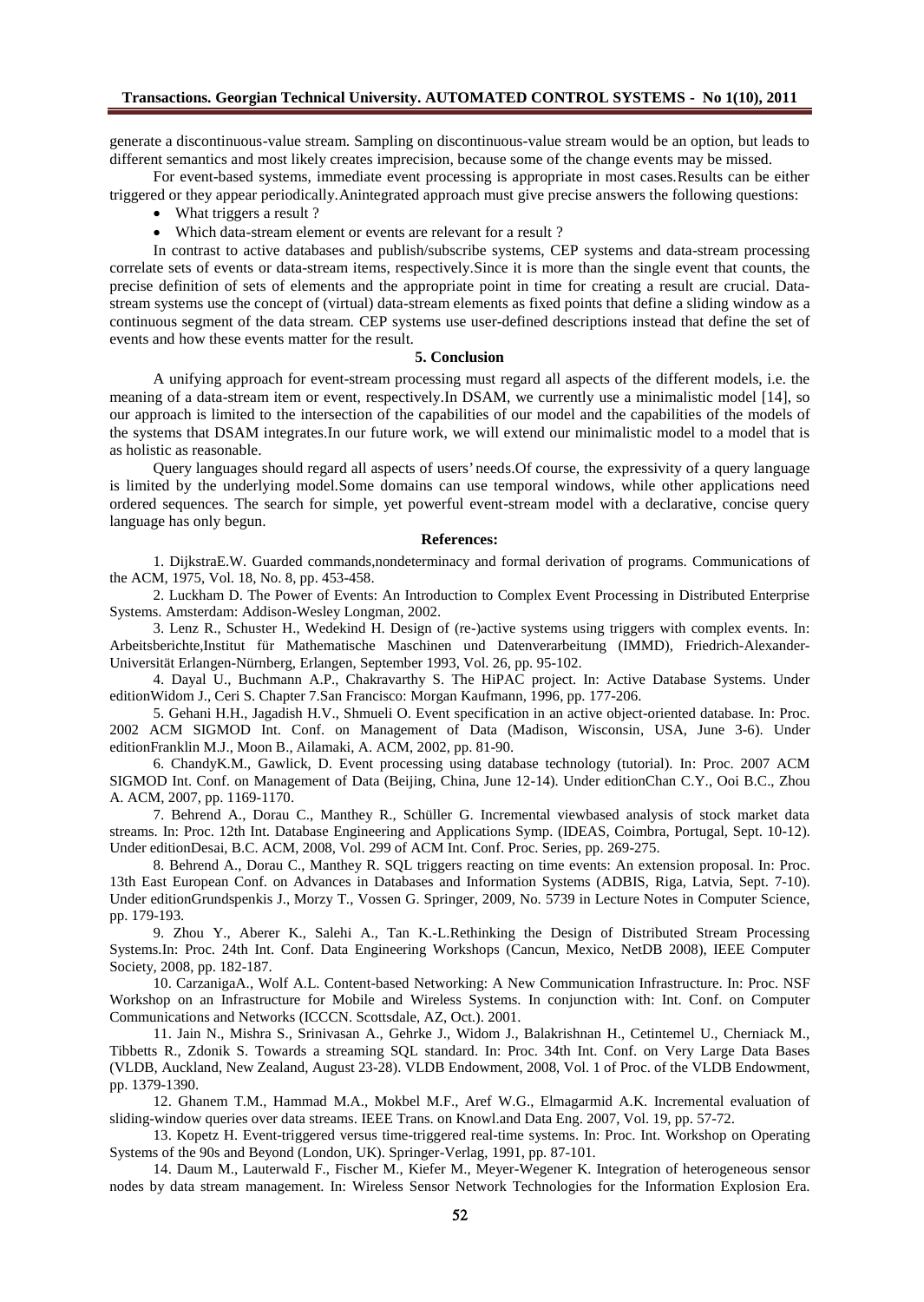generate a discontinuous-value stream. Sampling on discontinuous-value stream would be an option, but leads to different semantics and most likely creates imprecision, because some of the change events may be missed.

For event-based systems, immediate event processing is appropriate in most cases.Results can be either triggered or they appear periodically.Anintegrated approach must give precise answers the following questions:

- What triggers a result ?
- Which data-stream element or events are relevant for a result ?

In contrast to active databases and publish/subscribe systems, CEP systems and data-stream processing correlate sets of events or data-stream items, respectively.Since it is more than the single event that counts, the precise definition of sets of elements and the appropriate point in time for creating a result are crucial. Data-stream systems use the concept of (virtual) data-stream elements as fixed points that define a sliding window as a continuous segment of the data stream. CEP systems use user-defined descriptions instead that define the set of events and how these events matter for the result.

## 5. Conclusion

A unifying approach for event-stream processing must regard all aspects of the different models, i.e. the meaning of a data-stream item or event, respectively.In DSAM, we currently use a minimalistic model [14], so our approach is limited to the intersection of the capabilities of our model and the capabilities of the models of the systems that DSAM integrates.In our future work, we will extend our minimalistic model to a model that is as holistic as reasonable.

Query languages should regard all aspects of users' needs.Of course, the expressivity of a query language is limited by the underlying model.Some domains can use temporal windows, while other applications need ordered sequences. The search for simple, yet powerful event-stream model with a declarative, concise query language has only begun.

## References:

1. DijkstraE.W. Guarded commands,nondeterminacy and formal derivation of programs. Communications of the ACM, 1975, Vol. 18, No. 8, pp. 453-458.

2. Luckham D. The Power of Events: An Introduction to Complex Event Processing in Distributed Enterprise Systems. Amsterdam: Addison-Wesley Longman, 2002.

3. Lenz R., Schuster H., Wedekind H. Design of (re-)active systems using triggers with complex events. In: Arbeitsberichte,Institut für Mathematische Maschinen und Datenverarbeitung (IMMD), Friedrich-Alexander-Universität Erlangen-Nürnberg, Erlangen, September 1993, Vol. 26, pp. 95-102.

4. Dayal U., Buchmann A.P., Chakravarthy S. The HiPAC project. In: Active Database Systems. Under editionWidom J., Ceri S. Chapter 7.San Francisco: Morgan Kaufmann, 1996, pp. 177-206.

5. Gehani H.H., Jagadish H.V., Shmueli O. Event specification in an active object-oriented database. In: Proc. 2002 ACM SIGMOD Int. Conf. on Management of Data (Madison, Wisconsin, USA, June 3-6). Under editionFranklin M.J., Moon B., Ailamaki, A. ACM, 2002, pp. 81-90.

6. ChandyK.M., Gawlick, D. Event processing using database technology (tutorial). In: Proc. 2007 ACM SIGMOD Int. Conf. on Management of Data (Beijing, China, June 12-14). Under editionChan C.Y., Ooi B.C., Zhou A. ACM, 2007, pp. 1169-1170.

7. Behrend A., Dorau C., Manthey R., Schüller G. Incremental viewbased analysis of stock market data streams. In: Proc. 12th Int. Database Engineering and Applications Symp. (IDEAS, Coimbra, Portugal, Sept. 10-12). Under editionDesai, B.C. ACM, 2008, Vol. 299 of ACM Int. Conf. Proc. Series, pp. 269-275.

8. Behrend A., Dorau C., Manthey R. SQL triggers reacting on time events: An extension proposal. In: Proc. 13th East European Conf. on Advances in Databases and Information Systems (ADBIS, Riga, Latvia, Sept. 7-10). Under editionGrundspenkis J., Morzy T., Vossen G. Springer, 2009, No. 5739 in Lecture Notes in Computer Science, pp. 179-193.

9. Zhou Y., Aberer K., Salehi A., Tan K.-L.Rethinking the Design of Distributed Stream Processing Systems.In: Proc. 24th Int. Conf. Data Engineering Workshops (Cancun, Mexico, NetDB 2008), IEEE Computer Society, 2008, pp. 182-187.

10. CarzanigaA., Wolf A.L. Content-based Networking: A New Communication Infrastructure. In: Proc. NSF Workshop on an Infrastructure for Mobile and Wireless Systems. In conjunction with: Int. Conf. on Computer Communications and Networks (ICCCN. Scottsdale, AZ, Oct.). 2001.

11. Jain N., Mishra S., Srinivasan A., Gehrke J., Widom J., Balakrishnan H., Cetintemel U., Cherniack M., Tibbetts R., Zdonik S. Towards a streaming SQL standard. In: Proc. 34th Int. Conf. on Very Large Data Bases (VLDB, Auckland, New Zealand, August 23-28). VLDB Endowment, 2008, Vol. 1 of Proc. of the VLDB Endowment, pp. 1379-1390.

12. Ghanem T.M., Hammad M.A., Mokbel M.F., Aref W.G., Elmagarmid A.K. Incremental evaluation of sliding-window queries over data streams. IEEE Trans. on Knowl.and Data Eng. 2007, Vol. 19, pp. 57-72.

13. Kopetz H. Event-triggered versus time-triggered real-time systems. In: Proc. Int. Workshop on Operating Systems of the 90s and Beyond (London, UK). Springer-Verlag, 1991, pp. 87-101.

14. Daum M., Lauterwald F., Fischer M., Kiefer M., Meyer-Wegener K. Integration of heterogeneous sensor nodes by data stream management. In: Wireless Sensor Network Technologies for the Information Explosion Era.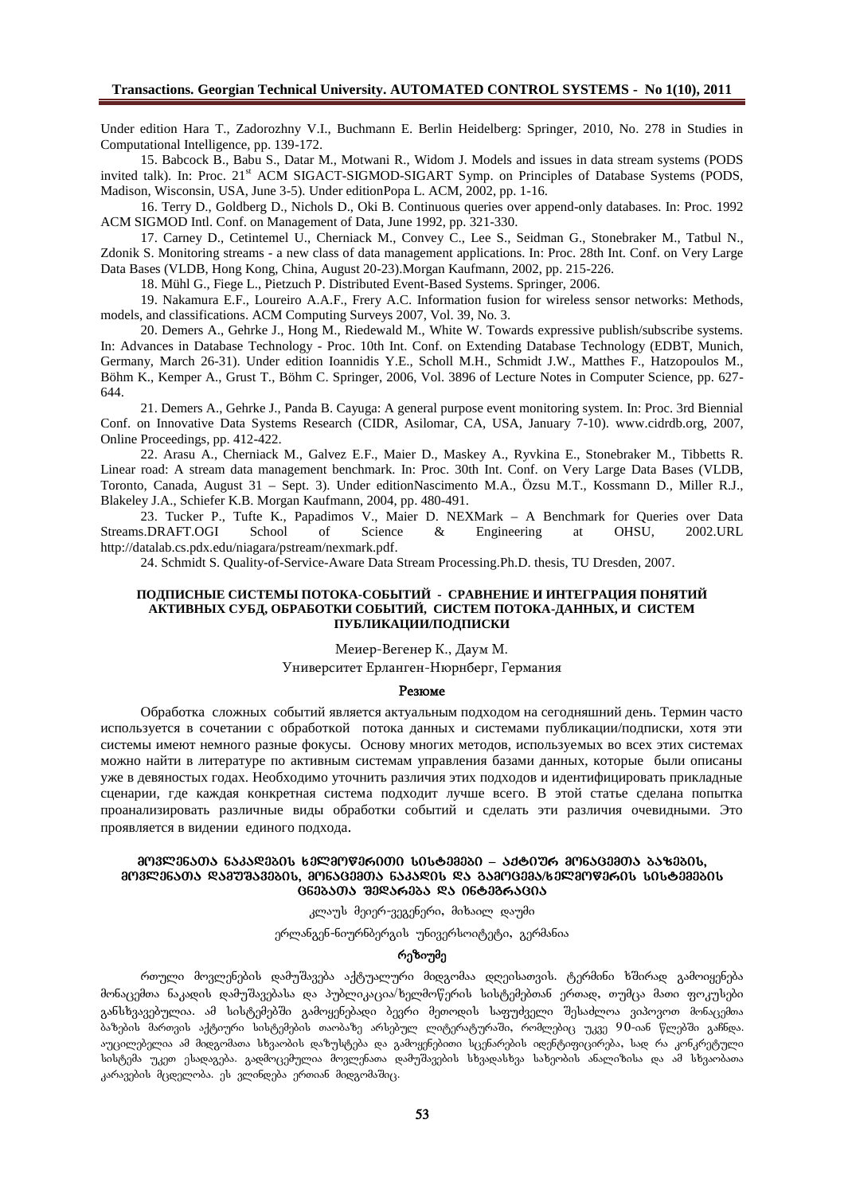Under edition Hara T., Zadorozhny V.I., Buchmann E. Berlin Heidelberg: Springer, 2010, No. 278 in Studies in Computational Intelligence, pp. 139-172.

15. Babcock B., Babu S., Datar M., Motwani R., Widom J. Models and issues in data stream systems (PODS invited talk). In: Proc. 21st ACM SIGACT-SIGMOD-SIGART Symp. on Principles of Database Systems (PODS, Madison, Wisconsin, USA, June 3-5). Under editionPopa L. ACM, 2002, pp. 1-16.

16. Terry D., Goldberg D., Nichols D., Oki B. Continuous queries over append-only databases. In: Proc. 1992 ACM SIGMOD Intl. Conf. on Management of Data, June 1992, pp. 321-330.

17. Carney D., Cetintemel U., Cherniack M., Convey C., Lee S., Seidman G., Stonebraker M., Tatbul N., Zdonik S. Monitoring streams - a new class of data management applications. In: Proc. 28th Int. Conf. on Very Large Data Bases (VLDB, Hong Kong, China, August 20-23).Morgan Kaufmann, 2002, pp. 215-226.

18. Mühl G., Fiege L., Pietzuch P. Distributed Event-Based Systems. Springer, 2006.

19. Nakamura E.F., Loureiro A.A.F., Frery A.C. Information fusion for wireless sensor networks: Methods, models, and classifications. ACM Computing Surveys 2007, Vol. 39, No. 3.

20. Demers A., Gehrke J., Hong M., Riedewald M., White W. Towards expressive publish/subscribe systems. In: Advances in Database Technology - Proc. 10th Int. Conf. on Extending Database Technology (EDBT, Munich, Germany, March 26-31). Under edition Ioannidis Y.E., Scholl M.H., Schmidt J.W., Matthes F., Hatzopoulos M., Böhm K., Kemper A., Grust T., Böhm C. Springer, 2006, Vol. 3896 of Lecture Notes in Computer Science, pp. 627-644.

21. Demers A., Gehrke J., Panda B. Cayuga: A general purpose event monitoring system. In: Proc. 3rd Biennial Conf. on Innovative Data Systems Research (CIDR, Asilomar, CA, USA, January 7-10). www.cidrdb.org, 2007, Online Proceedings, pp. 412-422.

22. Arasu A., Cherniack M., Galvez E.F., Maier D., Maskey A., Ryvkina E., Stonebraker M., Tibbetts R. Linear road: A stream data management benchmark. In: Proc. 30th Int. Conf. on Very Large Data Bases (VLDB, Toronto, Canada, August 31 – Sept. 3). Under editionNascimento M.A., Özsu M.T., Kossmann D., Miller R.J., Blakeley J.A., Schiefer K.B. Morgan Kaufmann, 2004, pp. 480-491.

23. Tucker P., Tufte K., Papadimos V., Maier D. NEXMark – A Benchmark for Queries over Data Streams.DRAFT.OGI School of Science & Engineering at OHSU, 2002.URL http://datalab.cs.pdx.edu/niagara/pstream/nexmark.pdf.

24. Schmidt S. Quality-of-Service-Aware Data Stream Processing.Ph.D. thesis, TU Dresden, 2007.

## ПОДПИСНЫЕ СИСТЕМЫ ПОТОКА-СОБЫТИЙ - СРАВНЕНИЕ И ИНТЕГРАЦИЯ ПОНЯТИЙ АКТИВНЫХ СУБД, ОБРАБОТКИ СОБЫТИЙ, СИСТЕМ ПОТОКА-ДАННЫХ, И СИСТЕМ ПУБЛИКАЦИИ/ПОДПИСКИ

Меиер-Вегенер К., Даум М.

Университет Ерланген-Нюрнберг, Германия

### Резюме

Обработка сложных событий является актуальным подходом на сегодняшний день. Термин часто используется в сочетании с обработкой потока данных и системами публикации/подписки, хотя эти системы имеют немного разные фокусы. Основу многих методов, используемых во всех этих системах можно найти в литературе по активным системам управления базами данных, которые были описаны уже в девяностых годах. Необходимо уточнить различия этих подходов и идентифицировать прикладные сценарии, где каждая конкретная система подходит лучше всего. В этой статье сделана попытка проанализировать различные виды обработки событий и сделать эти различия очевидными. Это проявляется в видении единого подхода.

## მოვლენათა ნაკადების ხელმოწერითი სისტემები – აქტიურ მონაცემთა ბაზების, მოვლენათა დამუშავების, მონაცემთა ნაკადის და გამოცემა/ხელმოწერის სისტემების ცნებათა შედარება და ინტეგრაცია

კლაუს მეიერ-ვეგენერი, მიხაილ დაუმი

ერლანგენ-ნიურნბერგის უნივერსიტეტი, გერმანია

### რეზიუმე

რთული მოვლენების დამუშავება აქტუალური მიდგომაა დღეისათვის. ტერმინი ხშირად გამოიყენება მონაცემთა ნაკადის დამუშავებასა და პუბლიკაცია/ხელმოწერის სისტემებთან ერთად, თუმცა მათი ფოკუსები განსხვავებულია. ამ სისტემებში გამოყენებადი ბევრი მეთოდის საფუძველი შესაძლოა ვიპოვოთ მონაცემთა ბაზების მართვის აქტიური სისტემების თაობაზე არსებულ ლიტერატურაში, რომლებიც უკვე 90-იან წლებში გაჩნდა. აუცილებელია ამ მიდგომათა სხვაობის დაზუსტება და გამოყენებითი სცენარების იდენტიფიცირება, სად რა კონკრეტული სისტემა უკეთ ესადაგება. გადმოცემულია მოვლენათა დამუშავების სხვადასხვა სახეობის ანალიზისა და ამ სხვაობათა კარავების მცდელობა. ეს ვლინდება ერთიან მიდგომაშიც.